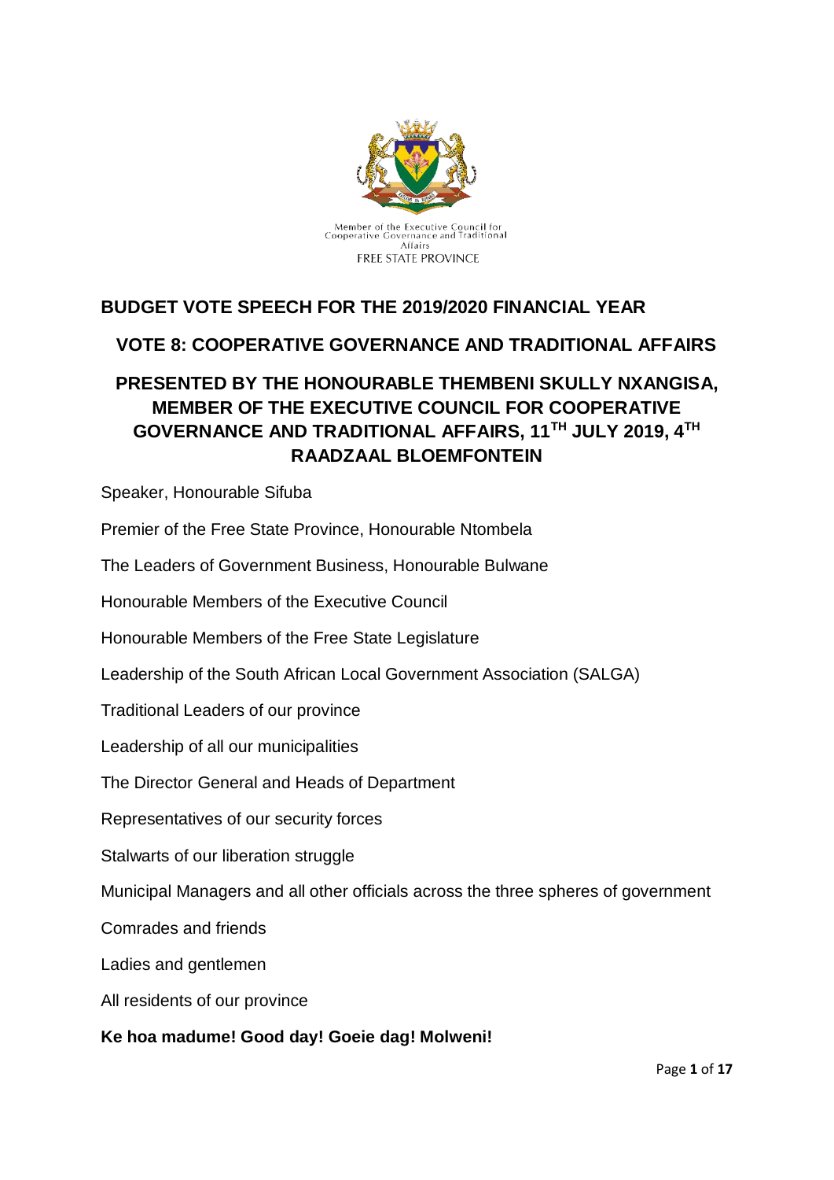Member of the Executive Council for Cooperative Governance and Traditional Affairs
FREE STATE PROVINCE

# BUDGET VOTE SPEECH FOR THE 2019/2020 FINANCIAL YEAR

## VOTE 8: COOPERATIVE GOVERNANCE AND TRADITIONAL AFFAIRS

## PRESENTED BY THE HONOURABLE THEMBENI SKULLY NXANGISA, MEMBER OF THE EXECUTIVE COUNCIL FOR COOPERATIVE GOVERNANCE AND TRADITIONAL AFFAIRS, 11TH JULY 2019, 4TH RAADZAAL BLOEMFONTEIN

Speaker, Honourable Sifuba

Premier of the Free State Province, Honourable Ntombela

The Leaders of Government Business, Honourable Bulwane

Honourable Members of the Executive Council

Honourable Members of the Free State Legislature

Leadership of the South African Local Government Association (SALGA)

Traditional Leaders of our province

Leadership of all our municipalities

The Director General and Heads of Department

Representatives of our security forces

Stalwarts of our liberation struggle

Municipal Managers and all other officials across the three spheres of government

Comrades and friends

Ladies and gentlemen

All residents of our province

**Ke hoa madume! Good day! Goeie dag! Molweni!**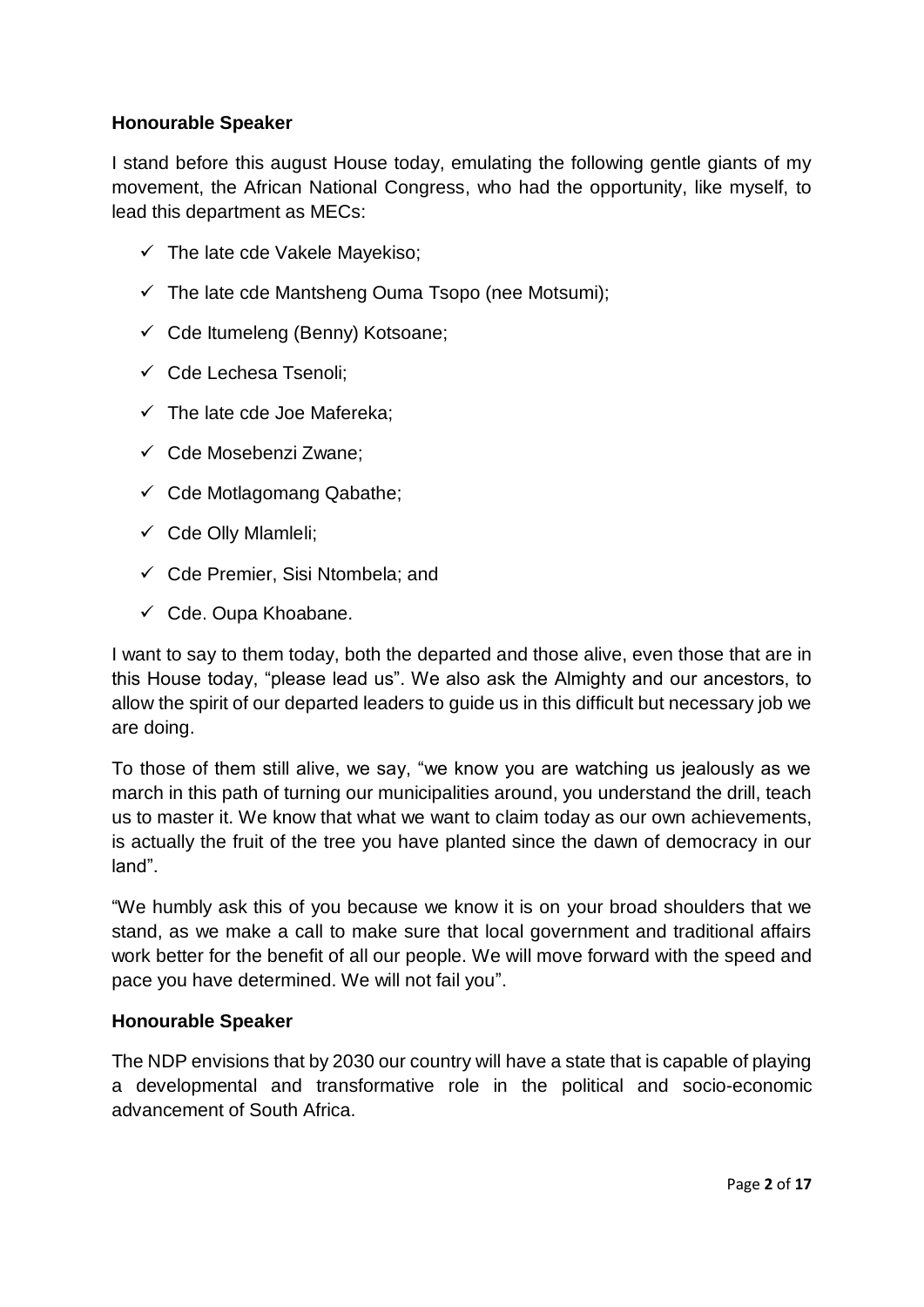**Honourable Speaker**

I stand before this august House today, emulating the following gentle giants of my movement, the African National Congress, who had the opportunity, like myself, to lead this department as MECs:

- ✓ The late cde Vakele Mayekiso;
- ✓ The late cde Mantsheng Ouma Tsopo (nee Motsumi);
- ✓ Cde Itumeleng (Benny) Kotsoane;
- ✓ Cde Lechesa Tsenoli;
- ✓ The late cde Joe Mafereka;
- ✓ Cde Mosebenzi Zwane;
- ✓ Cde Motlagomang Qabathe;
- ✓ Cde Olly Mlamleli;
- ✓ Cde Premier, Sisi Ntombela; and
- ✓ Cde. Oupa Khoabane.

I want to say to them today, both the departed and those alive, even those that are in this House today, "please lead us". We also ask the Almighty and our ancestors, to allow the spirit of our departed leaders to guide us in this difficult but necessary job we are doing.

To those of them still alive, we say, "we know you are watching us jealously as we march in this path of turning our municipalities around, you understand the drill, teach us to master it. We know that what we want to claim today as our own achievements, is actually the fruit of the tree you have planted since the dawn of democracy in our land".

"We humbly ask this of you because we know it is on your broad shoulders that we stand, as we make a call to make sure that local government and traditional affairs work better for the benefit of all our people. We will move forward with the speed and pace you have determined. We will not fail you".

**Honourable Speaker**

The NDP envisions that by 2030 our country will have a state that is capable of playing a developmental and transformative role in the political and socio-economic advancement of South Africa.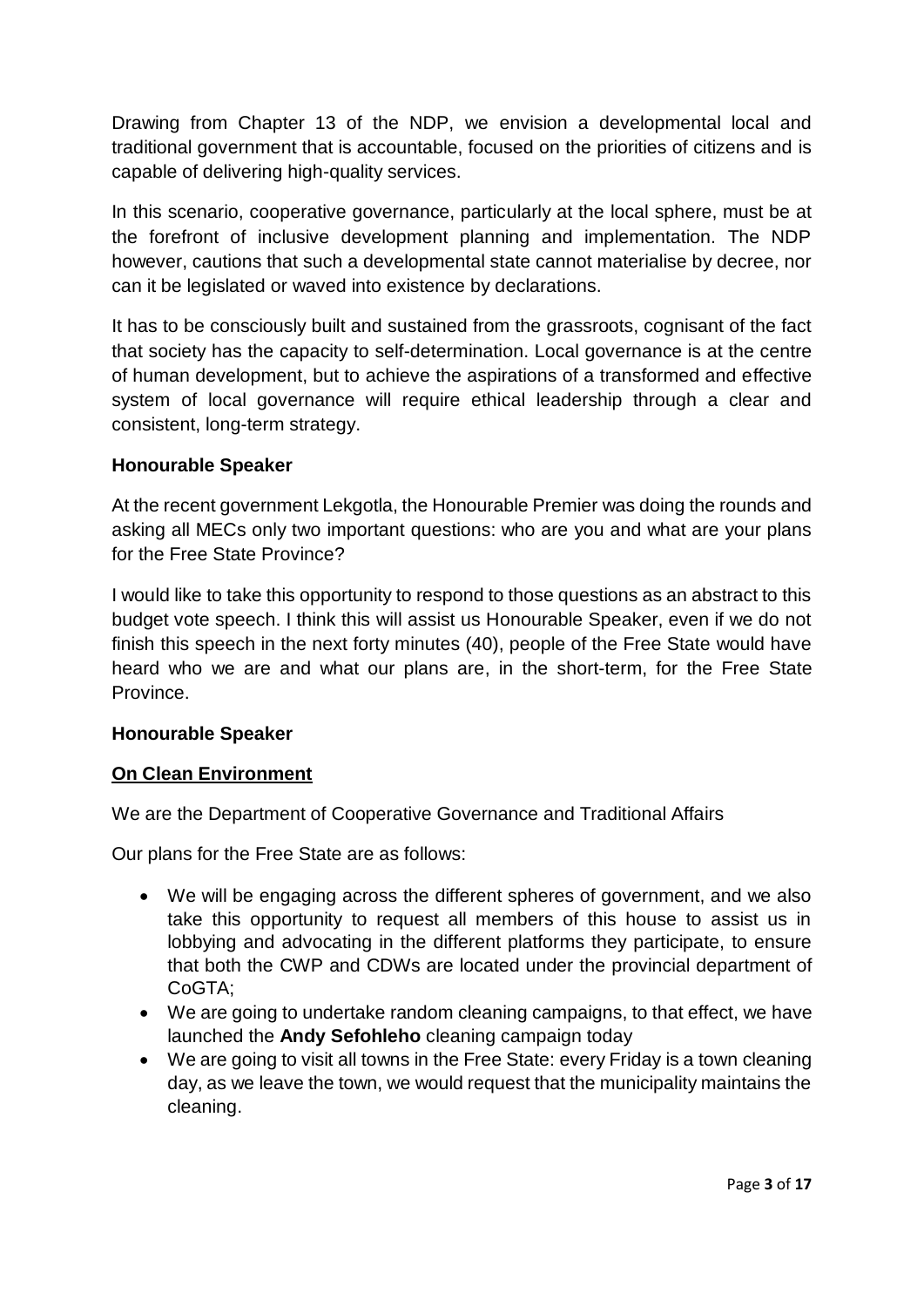Drawing from Chapter 13 of the NDP, we envision a developmental local and traditional government that is accountable, focused on the priorities of citizens and is capable of delivering high-quality services.

In this scenario, cooperative governance, particularly at the local sphere, must be at the forefront of inclusive development planning and implementation. The NDP however, cautions that such a developmental state cannot materialise by decree, nor can it be legislated or waved into existence by declarations.

It has to be consciously built and sustained from the grassroots, cognisant of the fact that society has the capacity to self-determination. Local governance is at the centre of human development, but to achieve the aspirations of a transformed and effective system of local governance will require ethical leadership through a clear and consistent, long-term strategy.

**Honourable Speaker**

At the recent government Lekgotla, the Honourable Premier was doing the rounds and asking all MECs only two important questions: who are you and what are your plans for the Free State Province?

I would like to take this opportunity to respond to those questions as an abstract to this budget vote speech. I think this will assist us Honourable Speaker, even if we do not finish this speech in the next forty minutes (40), people of the Free State would have heard who we are and what our plans are, in the short-term, for the Free State Province.

**Honourable Speaker**

**<u>On Clean Environment</u>**

We are the Department of Cooperative Governance and Traditional Affairs

Our plans for the Free State are as follows:

- We will be engaging across the different spheres of government, and we also take this opportunity to request all members of this house to assist us in lobbying and advocating in the different platforms they participate, to ensure that both the CWP and CDWs are located under the provincial department of CoGTA;
- We are going to undertake random cleaning campaigns, to that effect, we have launched the **Andy Sefohleho** cleaning campaign today
- We are going to visit all towns in the Free State: every Friday is a town cleaning day, as we leave the town, we would request that the municipality maintains the cleaning.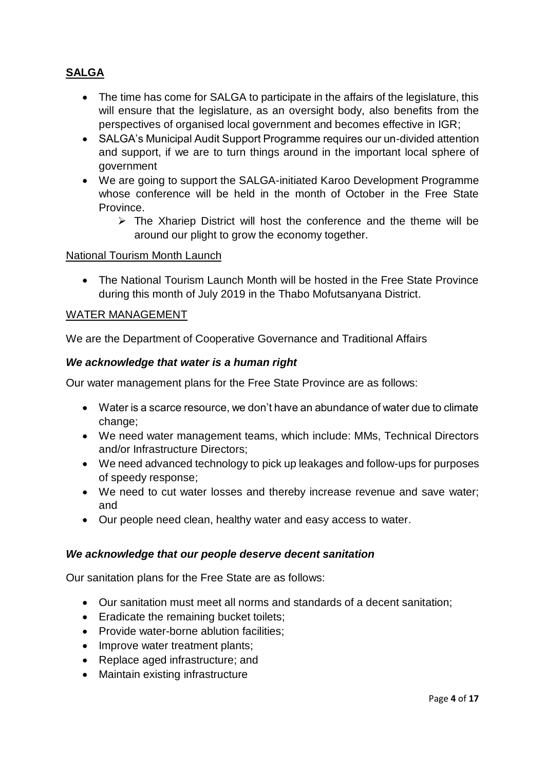## **SALGA**

- The time has come for SALGA to participate in the affairs of the legislature, this will ensure that the legislature, as an oversight body, also benefits from the perspectives of organised local government and becomes effective in IGR;
- SALGA's Municipal Audit Support Programme requires our un-divided attention and support, if we are to turn things around in the important local sphere of government
- We are going to support the SALGA-initiated Karoo Development Programme whose conference will be held in the month of October in the Free State Province.
  - The Xhariep District will host the conference and the theme will be around our plight to grow the economy together.

National Tourism Month Launch

- The National Tourism Launch Month will be hosted in the Free State Province during this month of July 2019 in the Thabo Mofutsanyana District.

WATER MANAGEMENT

We are the Department of Cooperative Governance and Traditional Affairs

***We acknowledge that water is a human right***

Our water management plans for the Free State Province are as follows:

- Water is a scarce resource, we don't have an abundance of water due to climate change;
- We need water management teams, which include: MMs, Technical Directors and/or Infrastructure Directors;
- We need advanced technology to pick up leakages and follow-ups for purposes of speedy response;
- We need to cut water losses and thereby increase revenue and save water; and
- Our people need clean, healthy water and easy access to water.

***We acknowledge that our people deserve decent sanitation***

Our sanitation plans for the Free State are as follows:

- Our sanitation must meet all norms and standards of a decent sanitation;
- Eradicate the remaining bucket toilets;
- Provide water-borne ablution facilities;
- Improve water treatment plants;
- Replace aged infrastructure; and
- Maintain existing infrastructure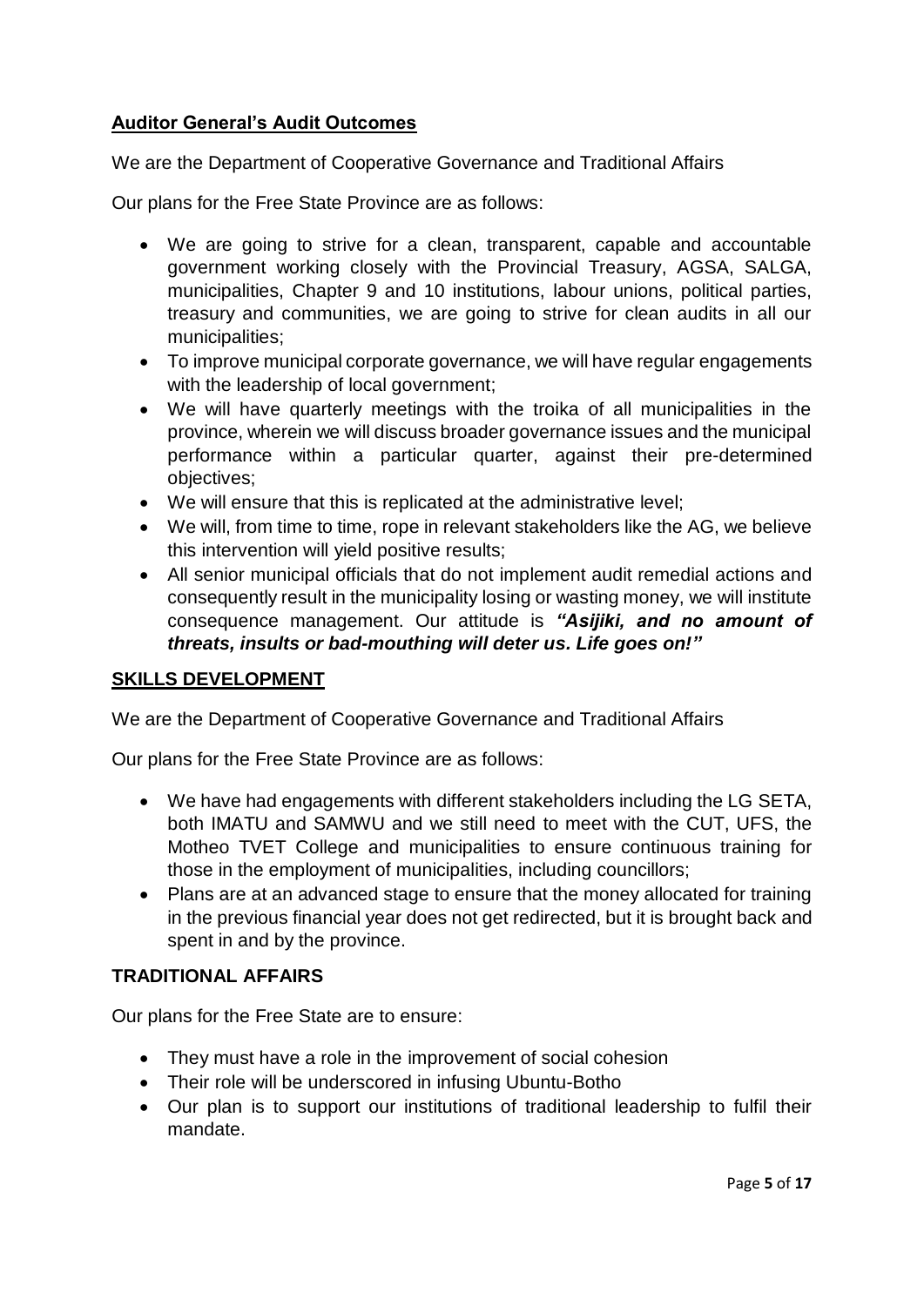## **Auditor General's Audit Outcomes**

We are the Department of Cooperative Governance and Traditional Affairs

Our plans for the Free State Province are as follows:

- We are going to strive for a clean, transparent, capable and accountable government working closely with the Provincial Treasury, AGSA, SALGA, municipalities, Chapter 9 and 10 institutions, labour unions, political parties, treasury and communities, we are going to strive for clean audits in all our municipalities;
- To improve municipal corporate governance, we will have regular engagements with the leadership of local government;
- We will have quarterly meetings with the troika of all municipalities in the province, wherein we will discuss broader governance issues and the municipal performance within a particular quarter, against their pre-determined objectives;
- We will ensure that this is replicated at the administrative level;
- We will, from time to time, rope in relevant stakeholders like the AG, we believe this intervention will yield positive results;
- All senior municipal officials that do not implement audit remedial actions and consequently result in the municipality losing or wasting money, we will institute consequence management. Our attitude is ***"Asijiki, and no amount of threats, insults or bad-mouthing will deter us. Life goes on!"***

## **SKILLS DEVELOPMENT**

We are the Department of Cooperative Governance and Traditional Affairs

Our plans for the Free State Province are as follows:

- We have had engagements with different stakeholders including the LG SETA, both IMATU and SAMWU and we still need to meet with the CUT, UFS, the Motheo TVET College and municipalities to ensure continuous training for those in the employment of municipalities, including councillors;
- Plans are at an advanced stage to ensure that the money allocated for training in the previous financial year does not get redirected, but it is brought back and spent in and by the province.

## **TRADITIONAL AFFAIRS**

Our plans for the Free State are to ensure:

- They must have a role in the improvement of social cohesion
- Their role will be underscored in infusing Ubuntu-Botho
- Our plan is to support our institutions of traditional leadership to fulfil their mandate.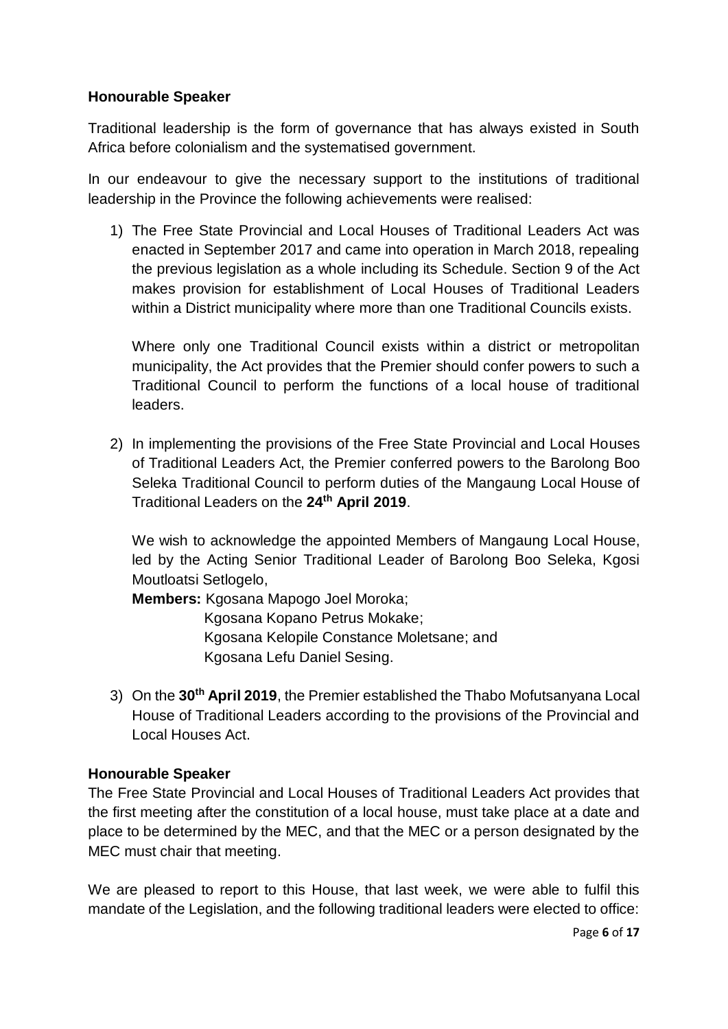**Honourable Speaker**

Traditional leadership is the form of governance that has always existed in South Africa before colonialism and the systematised government.

In our endeavour to give the necessary support to the institutions of traditional leadership in the Province the following achievements were realised:

1) The Free State Provincial and Local Houses of Traditional Leaders Act was enacted in September 2017 and came into operation in March 2018, repealing the previous legislation as a whole including its Schedule. Section 9 of the Act makes provision for establishment of Local Houses of Traditional Leaders within a District municipality where more than one Traditional Councils exists.

   Where only one Traditional Council exists within a district or metropolitan municipality, the Act provides that the Premier should confer powers to such a Traditional Council to perform the functions of a local house of traditional leaders.

2) In implementing the provisions of the Free State Provincial and Local Houses of Traditional Leaders Act, the Premier conferred powers to the Barolong Boo Seleka Traditional Council to perform duties of the Mangaung Local House of Traditional Leaders on the **24th April 2019**.

   We wish to acknowledge the appointed Members of Mangaung Local House, led by the Acting Senior Traditional Leader of Barolong Boo Seleka, Kgosi Moutloatsi Setlogelo,

   **Members:** Kgosana Mapogo Joel Moroka;
   Kgosana Kopano Petrus Mokake;
   Kgosana Kelopile Constance Moletsane; and
   Kgosana Lefu Daniel Sesing.

3) On the **30th April 2019**, the Premier established the Thabo Mofutsanyana Local House of Traditional Leaders according to the provisions of the Provincial and Local Houses Act.

**Honourable Speaker**

The Free State Provincial and Local Houses of Traditional Leaders Act provides that the first meeting after the constitution of a local house, must take place at a date and place to be determined by the MEC, and that the MEC or a person designated by the MEC must chair that meeting.

We are pleased to report to this House, that last week, we were able to fulfil this mandate of the Legislation, and the following traditional leaders were elected to office: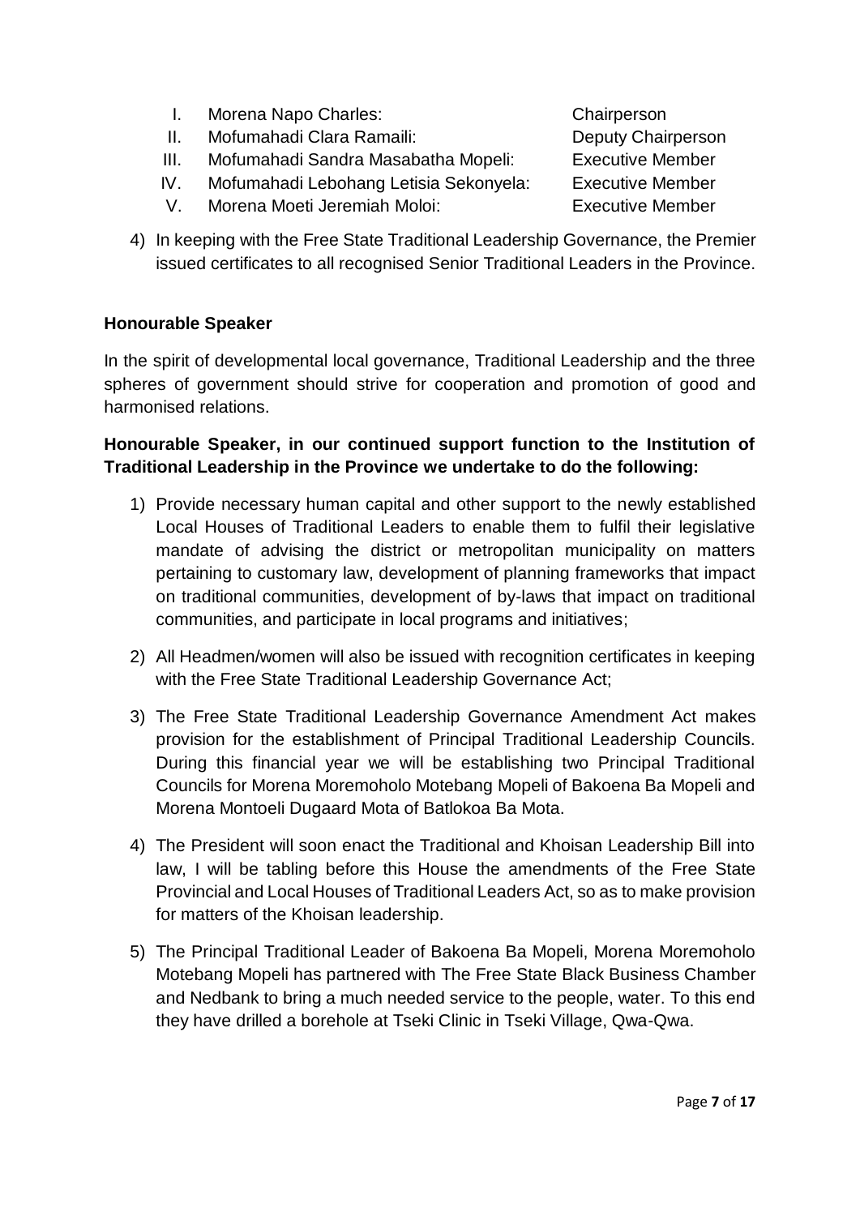I. Morena Napo Charles: Chairperson
II. Mofumahadi Clara Ramaili: Deputy Chairperson
III. Mofumahadi Sandra Masabatha Mopeli: Executive Member
IV. Mofumahadi Lebohang Letisia Sekonyela: Executive Member
V. Morena Moeti Jeremiah Moloi: Executive Member

4) In keeping with the Free State Traditional Leadership Governance, the Premier issued certificates to all recognised Senior Traditional Leaders in the Province.

**Honourable Speaker**

In the spirit of developmental local governance, Traditional Leadership and the three spheres of government should strive for cooperation and promotion of good and harmonised relations.

**Honourable Speaker, in our continued support function to the Institution of Traditional Leadership in the Province we undertake to do the following:**

1) Provide necessary human capital and other support to the newly established Local Houses of Traditional Leaders to enable them to fulfil their legislative mandate of advising the district or metropolitan municipality on matters pertaining to customary law, development of planning frameworks that impact on traditional communities, development of by-laws that impact on traditional communities, and participate in local programs and initiatives;

2) All Headmen/women will also be issued with recognition certificates in keeping with the Free State Traditional Leadership Governance Act;

3) The Free State Traditional Leadership Governance Amendment Act makes provision for the establishment of Principal Traditional Leadership Councils. During this financial year we will be establishing two Principal Traditional Councils for Morena Moremoholo Motebang Mopeli of Bakoena Ba Mopeli and Morena Montoeli Dugaard Mota of Batlokoa Ba Mota.

4) The President will soon enact the Traditional and Khoisan Leadership Bill into law, I will be tabling before this House the amendments of the Free State Provincial and Local Houses of Traditional Leaders Act, so as to make provision for matters of the Khoisan leadership.

5) The Principal Traditional Leader of Bakoena Ba Mopeli, Morena Moremoholo Motebang Mopeli has partnered with The Free State Black Business Chamber and Nedbank to bring a much needed service to the people, water. To this end they have drilled a borehole at Tseki Clinic in Tseki Village, Qwa-Qwa.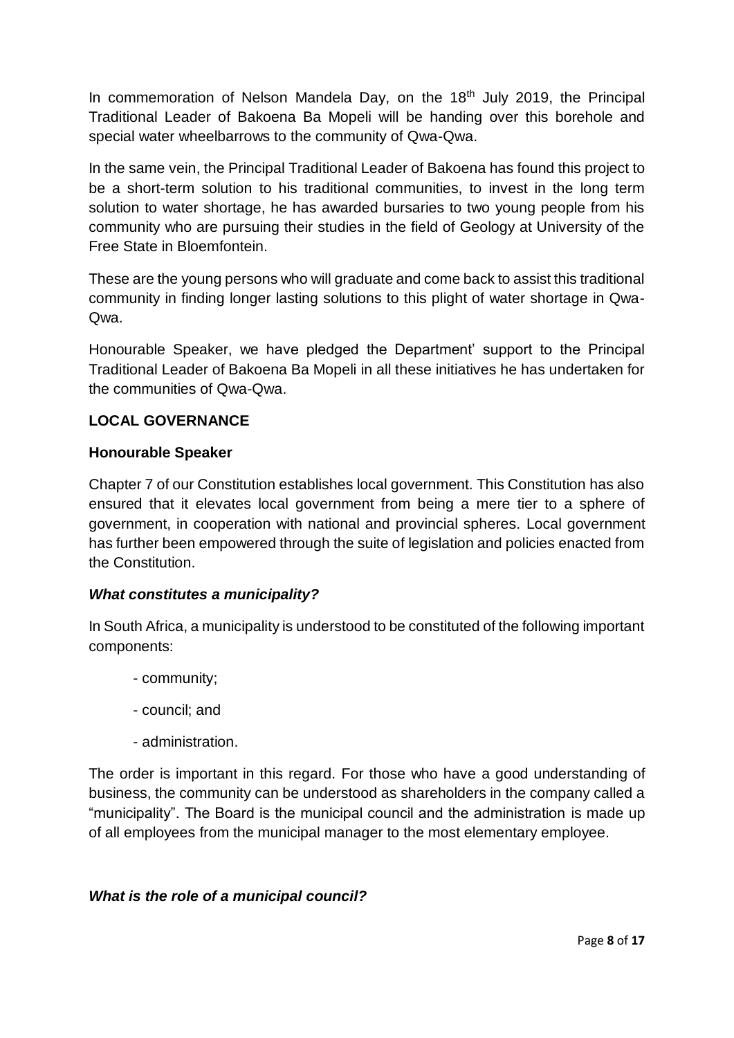In commemoration of Nelson Mandela Day, on the 18th July 2019, the Principal Traditional Leader of Bakoena Ba Mopeli will be handing over this borehole and special water wheelbarrows to the community of Qwa-Qwa.

In the same vein, the Principal Traditional Leader of Bakoena has found this project to be a short-term solution to his traditional communities, to invest in the long term solution to water shortage, he has awarded bursaries to two young people from his community who are pursuing their studies in the field of Geology at University of the Free State in Bloemfontein.

These are the young persons who will graduate and come back to assist this traditional community in finding longer lasting solutions to this plight of water shortage in Qwa-Qwa.

Honourable Speaker, we have pledged the Department' support to the Principal Traditional Leader of Bakoena Ba Mopeli in all these initiatives he has undertaken for the communities of Qwa-Qwa.

**LOCAL GOVERNANCE**

**Honourable Speaker**

Chapter 7 of our Constitution establishes local government. This Constitution has also ensured that it elevates local government from being a mere tier to a sphere of government, in cooperation with national and provincial spheres. Local government has further been empowered through the suite of legislation and policies enacted from the Constitution.

***What constitutes a municipality?***

In South Africa, a municipality is understood to be constituted of the following important components:

- community;
- council; and
- administration.

The order is important in this regard. For those who have a good understanding of business, the community can be understood as shareholders in the company called a "municipality". The Board is the municipal council and the administration is made up of all employees from the municipal manager to the most elementary employee.

***What is the role of a municipal council?***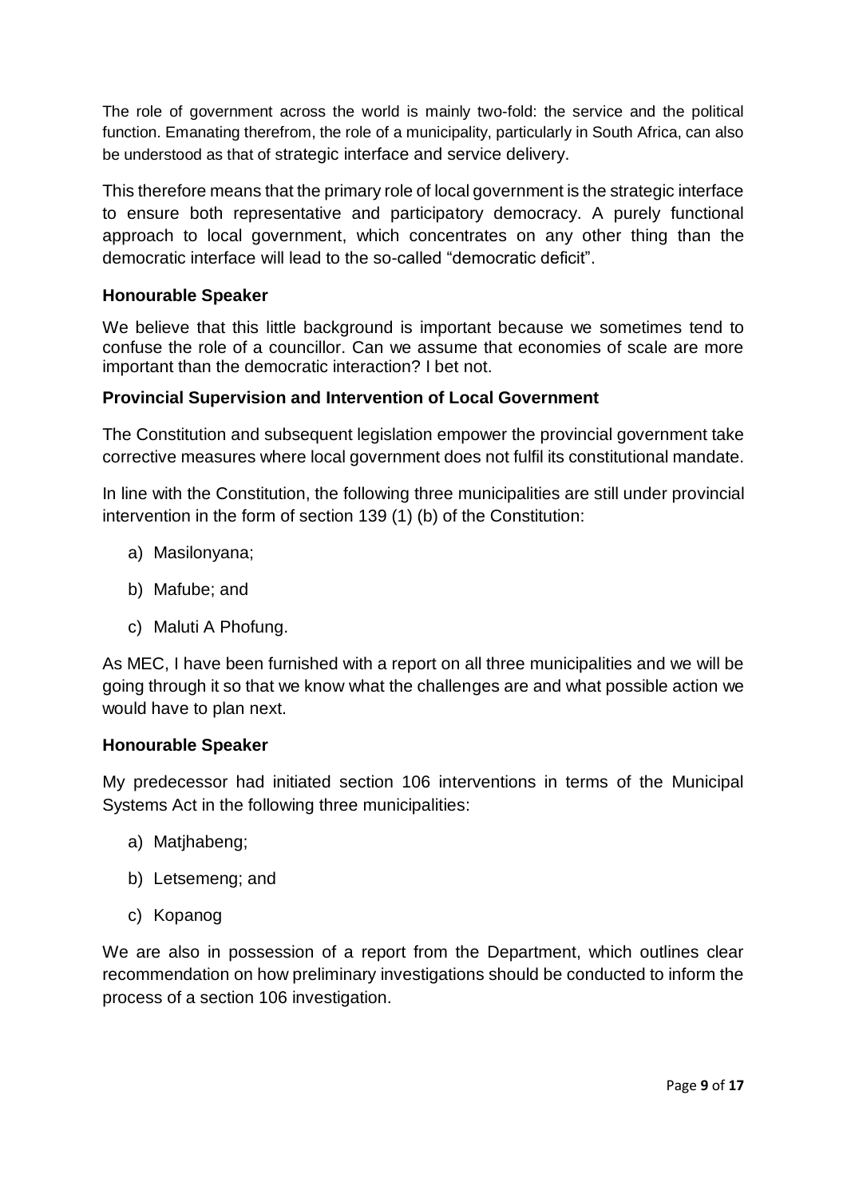The role of government across the world is mainly two-fold: the service and the political function. Emanating therefrom, the role of a municipality, particularly in South Africa, can also be understood as that of strategic interface and service delivery.

This therefore means that the primary role of local government is the strategic interface to ensure both representative and participatory democracy. A purely functional approach to local government, which concentrates on any other thing than the democratic interface will lead to the so-called "democratic deficit".

**Honourable Speaker**

We believe that this little background is important because we sometimes tend to confuse the role of a councillor. Can we assume that economies of scale are more important than the democratic interaction? I bet not.

**Provincial Supervision and Intervention of Local Government**

The Constitution and subsequent legislation empower the provincial government take corrective measures where local government does not fulfil its constitutional mandate.

In line with the Constitution, the following three municipalities are still under provincial intervention in the form of section 139 (1) (b) of the Constitution:

a) Masilonyana;

b) Mafube; and

c) Maluti A Phofung.

As MEC, I have been furnished with a report on all three municipalities and we will be going through it so that we know what the challenges are and what possible action we would have to plan next.

**Honourable Speaker**

My predecessor had initiated section 106 interventions in terms of the Municipal Systems Act in the following three municipalities:

a) Matjhabeng;

b) Letsemeng; and

c) Kopanog

We are also in possession of a report from the Department, which outlines clear recommendation on how preliminary investigations should be conducted to inform the process of a section 106 investigation.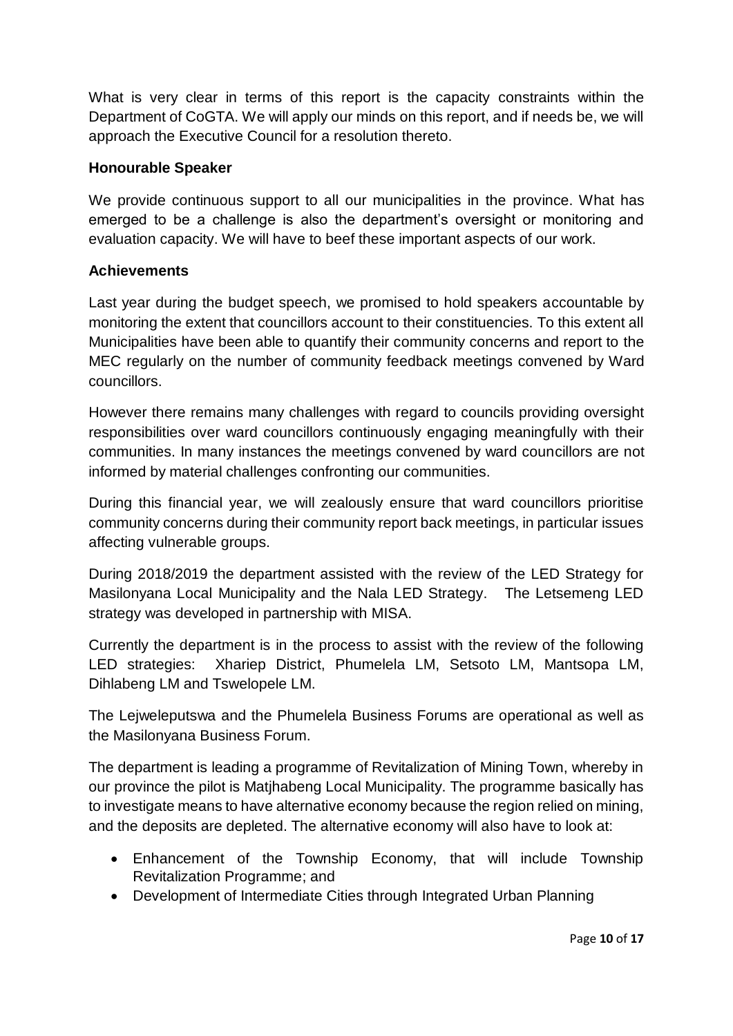What is very clear in terms of this report is the capacity constraints within the Department of CoGTA. We will apply our minds on this report, and if needs be, we will approach the Executive Council for a resolution thereto.

**Honourable Speaker**

We provide continuous support to all our municipalities in the province. What has emerged to be a challenge is also the department's oversight or monitoring and evaluation capacity. We will have to beef these important aspects of our work.

**Achievements**

Last year during the budget speech, we promised to hold speakers accountable by monitoring the extent that councillors account to their constituencies. To this extent all Municipalities have been able to quantify their community concerns and report to the MEC regularly on the number of community feedback meetings convened by Ward councillors.

However there remains many challenges with regard to councils providing oversight responsibilities over ward councillors continuously engaging meaningfully with their communities. In many instances the meetings convened by ward councillors are not informed by material challenges confronting our communities.

During this financial year, we will zealously ensure that ward councillors prioritise community concerns during their community report back meetings, in particular issues affecting vulnerable groups.

During 2018/2019 the department assisted with the review of the LED Strategy for Masilonyana Local Municipality and the Nala LED Strategy. The Letsemeng LED strategy was developed in partnership with MISA.

Currently the department is in the process to assist with the review of the following LED strategies: Xhariep District, Phumelela LM, Setsoto LM, Mantsopa LM, Dihlabeng LM and Tswelopele LM.

The Lejweleputswa and the Phumelela Business Forums are operational as well as the Masilonyana Business Forum.

The department is leading a programme of Revitalization of Mining Town, whereby in our province the pilot is Matjhabeng Local Municipality. The programme basically has to investigate means to have alternative economy because the region relied on mining, and the deposits are depleted. The alternative economy will also have to look at:

- Enhancement of the Township Economy, that will include Township Revitalization Programme; and
- Development of Intermediate Cities through Integrated Urban Planning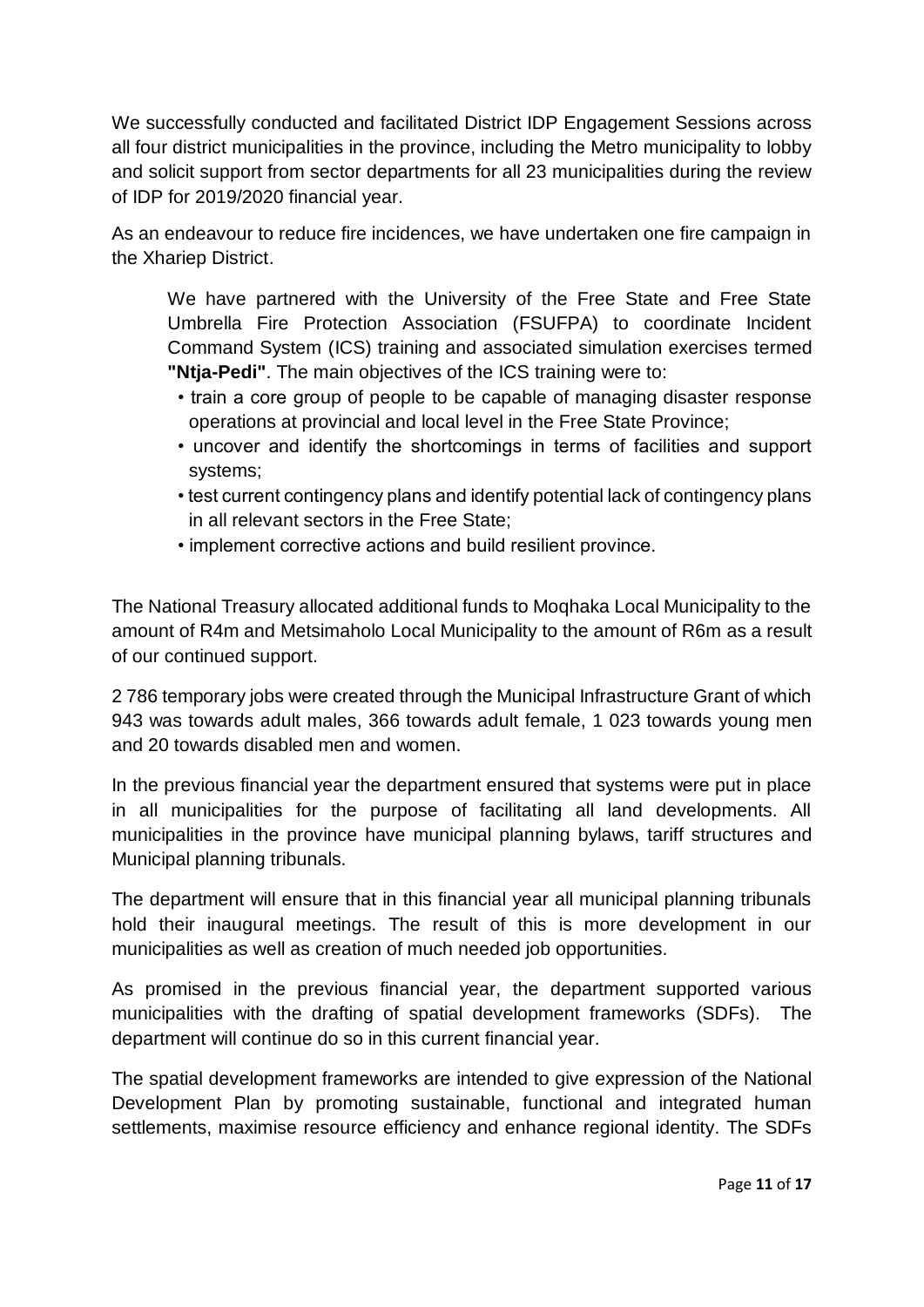We successfully conducted and facilitated District IDP Engagement Sessions across all four district municipalities in the province, including the Metro municipality to lobby and solicit support from sector departments for all 23 municipalities during the review of IDP for 2019/2020 financial year.

As an endeavour to reduce fire incidences, we have undertaken one fire campaign in the Xhariep District.

We have partnered with the University of the Free State and Free State Umbrella Fire Protection Association (FSUFPA) to coordinate Incident Command System (ICS) training and associated simulation exercises termed **"Ntja-Pedi"**. The main objectives of the ICS training were to:

- train a core group of people to be capable of managing disaster response operations at provincial and local level in the Free State Province;
- uncover and identify the shortcomings in terms of facilities and support systems;
- test current contingency plans and identify potential lack of contingency plans in all relevant sectors in the Free State;
- implement corrective actions and build resilient province.

The National Treasury allocated additional funds to Moqhaka Local Municipality to the amount of R4m and Metsimaholo Local Municipality to the amount of R6m as a result of our continued support.

2 786 temporary jobs were created through the Municipal Infrastructure Grant of which 943 was towards adult males, 366 towards adult female, 1 023 towards young men and 20 towards disabled men and women.

In the previous financial year the department ensured that systems were put in place in all municipalities for the purpose of facilitating all land developments. All municipalities in the province have municipal planning bylaws, tariff structures and Municipal planning tribunals.

The department will ensure that in this financial year all municipal planning tribunals hold their inaugural meetings. The result of this is more development in our municipalities as well as creation of much needed job opportunities.

As promised in the previous financial year, the department supported various municipalities with the drafting of spatial development frameworks (SDFs). The department will continue do so in this current financial year.

The spatial development frameworks are intended to give expression of the National Development Plan by promoting sustainable, functional and integrated human settlements, maximise resource efficiency and enhance regional identity. The SDFs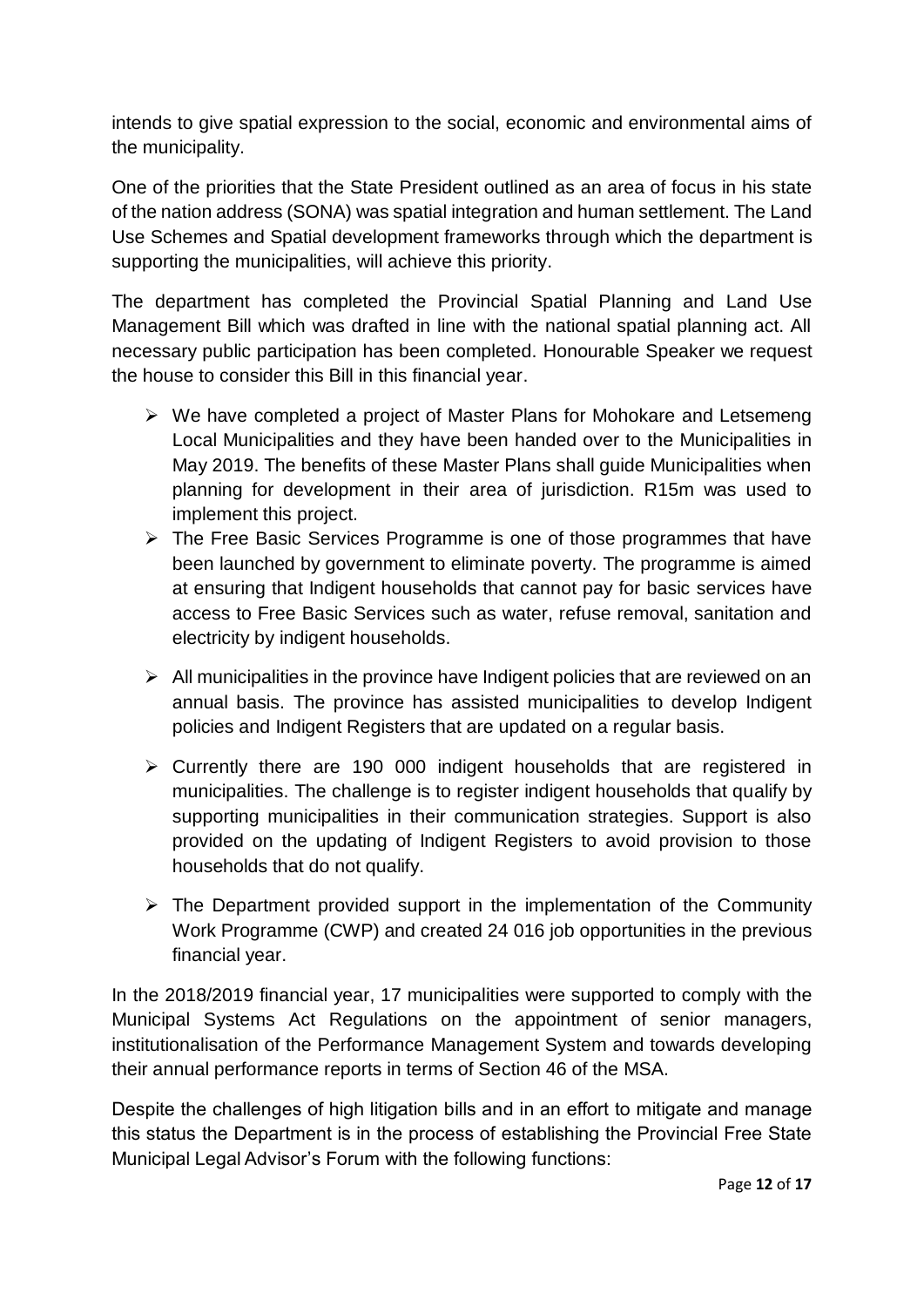intends to give spatial expression to the social, economic and environmental aims of the municipality.

One of the priorities that the State President outlined as an area of focus in his state of the nation address (SONA) was spatial integration and human settlement. The Land Use Schemes and Spatial development frameworks through which the department is supporting the municipalities, will achieve this priority.

The department has completed the Provincial Spatial Planning and Land Use Management Bill which was drafted in line with the national spatial planning act. All necessary public participation has been completed. Honourable Speaker we request the house to consider this Bill in this financial year.

- We have completed a project of Master Plans for Mohokare and Letsemeng Local Municipalities and they have been handed over to the Municipalities in May 2019. The benefits of these Master Plans shall guide Municipalities when planning for development in their area of jurisdiction. R15m was used to implement this project.
- The Free Basic Services Programme is one of those programmes that have been launched by government to eliminate poverty. The programme is aimed at ensuring that Indigent households that cannot pay for basic services have access to Free Basic Services such as water, refuse removal, sanitation and electricity by indigent households.
- All municipalities in the province have Indigent policies that are reviewed on an annual basis. The province has assisted municipalities to develop Indigent policies and Indigent Registers that are updated on a regular basis.
- Currently there are 190 000 indigent households that are registered in municipalities. The challenge is to register indigent households that qualify by supporting municipalities in their communication strategies. Support is also provided on the updating of Indigent Registers to avoid provision to those households that do not qualify.
- The Department provided support in the implementation of the Community Work Programme (CWP) and created 24 016 job opportunities in the previous financial year.

In the 2018/2019 financial year, 17 municipalities were supported to comply with the Municipal Systems Act Regulations on the appointment of senior managers, institutionalisation of the Performance Management System and towards developing their annual performance reports in terms of Section 46 of the MSA.

Despite the challenges of high litigation bills and in an effort to mitigate and manage this status the Department is in the process of establishing the Provincial Free State Municipal Legal Advisor's Forum with the following functions: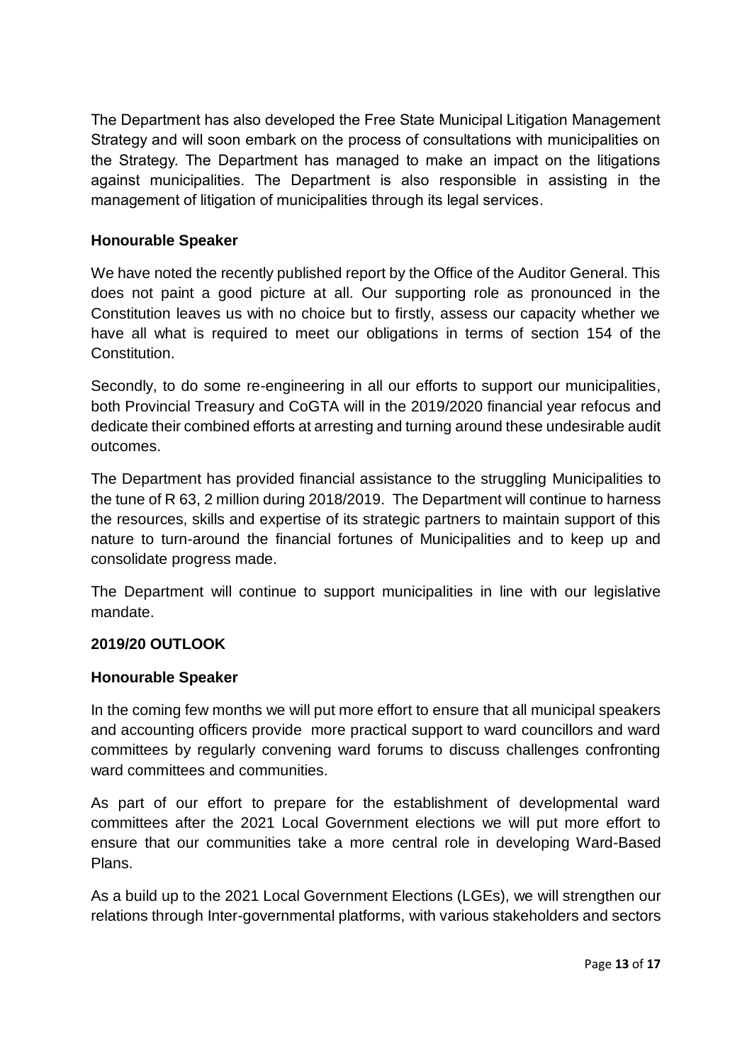The Department has also developed the Free State Municipal Litigation Management Strategy and will soon embark on the process of consultations with municipalities on the Strategy. The Department has managed to make an impact on the litigations against municipalities. The Department is also responsible in assisting in the management of litigation of municipalities through its legal services.

**Honourable Speaker**

We have noted the recently published report by the Office of the Auditor General. This does not paint a good picture at all. Our supporting role as pronounced in the Constitution leaves us with no choice but to firstly, assess our capacity whether we have all what is required to meet our obligations in terms of section 154 of the Constitution.

Secondly, to do some re-engineering in all our efforts to support our municipalities, both Provincial Treasury and CoGTA will in the 2019/2020 financial year refocus and dedicate their combined efforts at arresting and turning around these undesirable audit outcomes.

The Department has provided financial assistance to the struggling Municipalities to the tune of R 63, 2 million during 2018/2019. The Department will continue to harness the resources, skills and expertise of its strategic partners to maintain support of this nature to turn-around the financial fortunes of Municipalities and to keep up and consolidate progress made.

The Department will continue to support municipalities in line with our legislative mandate.

**2019/20 OUTLOOK**

**Honourable Speaker**

In the coming few months we will put more effort to ensure that all municipal speakers and accounting officers provide more practical support to ward councillors and ward committees by regularly convening ward forums to discuss challenges confronting ward committees and communities.

As part of our effort to prepare for the establishment of developmental ward committees after the 2021 Local Government elections we will put more effort to ensure that our communities take a more central role in developing Ward-Based Plans.

As a build up to the 2021 Local Government Elections (LGEs), we will strengthen our relations through Inter-governmental platforms, with various stakeholders and sectors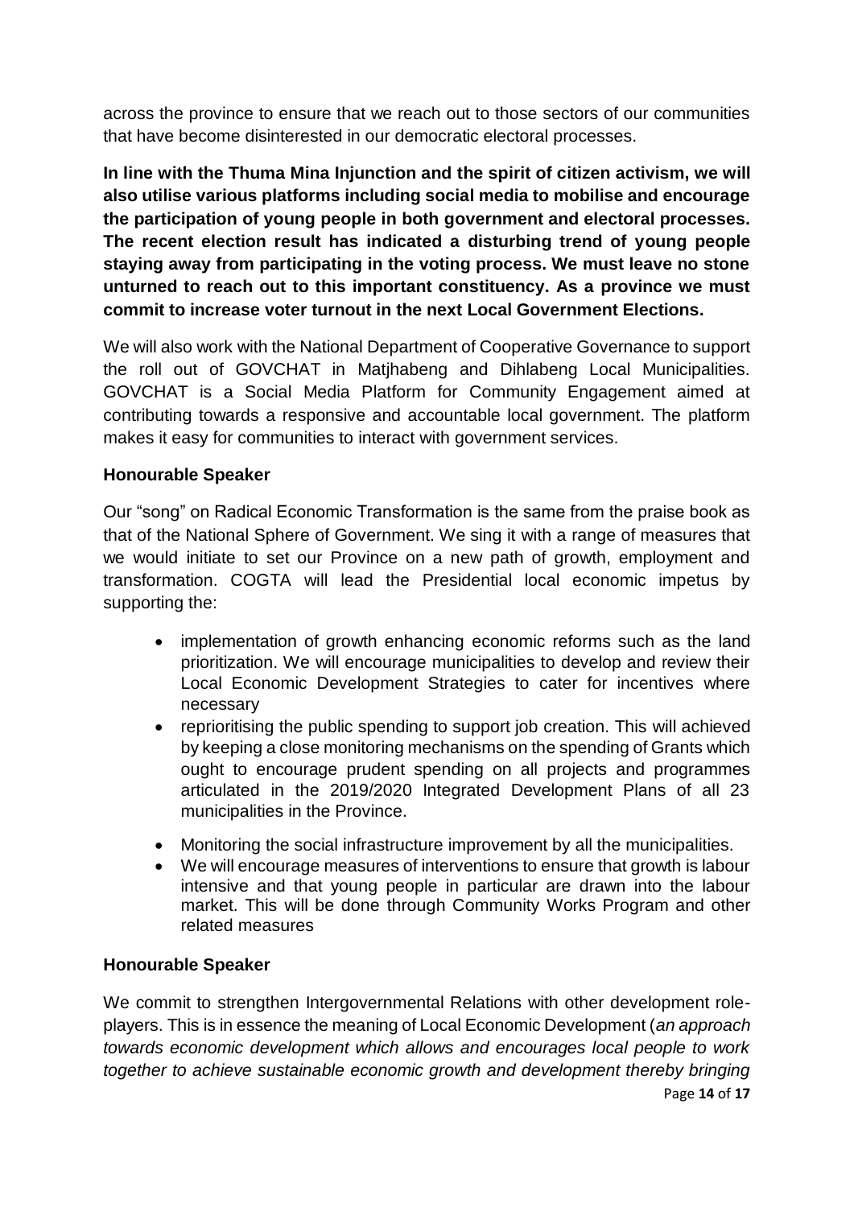across the province to ensure that we reach out to those sectors of our communities that have become disinterested in our democratic electoral processes.

**In line with the Thuma Mina Injunction and the spirit of citizen activism, we will also utilise various platforms including social media to mobilise and encourage the participation of young people in both government and electoral processes. The recent election result has indicated a disturbing trend of young people staying away from participating in the voting process. We must leave no stone unturned to reach out to this important constituency. As a province we must commit to increase voter turnout in the next Local Government Elections.**

We will also work with the National Department of Cooperative Governance to support the roll out of GOVCHAT in Matjhabeng and Dihlabeng Local Municipalities. GOVCHAT is a Social Media Platform for Community Engagement aimed at contributing towards a responsive and accountable local government. The platform makes it easy for communities to interact with government services.

**Honourable Speaker**

Our "song" on Radical Economic Transformation is the same from the praise book as that of the National Sphere of Government. We sing it with a range of measures that we would initiate to set our Province on a new path of growth, employment and transformation. COGTA will lead the Presidential local economic impetus by supporting the:

- implementation of growth enhancing economic reforms such as the land prioritization. We will encourage municipalities to develop and review their Local Economic Development Strategies to cater for incentives where necessary
- reprioritising the public spending to support job creation. This will achieved by keeping a close monitoring mechanisms on the spending of Grants which ought to encourage prudent spending on all projects and programmes articulated in the 2019/2020 Integrated Development Plans of all 23 municipalities in the Province.
- Monitoring the social infrastructure improvement by all the municipalities.
- We will encourage measures of interventions to ensure that growth is labour intensive and that young people in particular are drawn into the labour market. This will be done through Community Works Program and other related measures

**Honourable Speaker**

We commit to strengthen Intergovernmental Relations with other development role-players. This is in essence the meaning of Local Economic Development (*an approach towards economic development which allows and encourages local people to work together to achieve sustainable economic growth and development thereby bringing*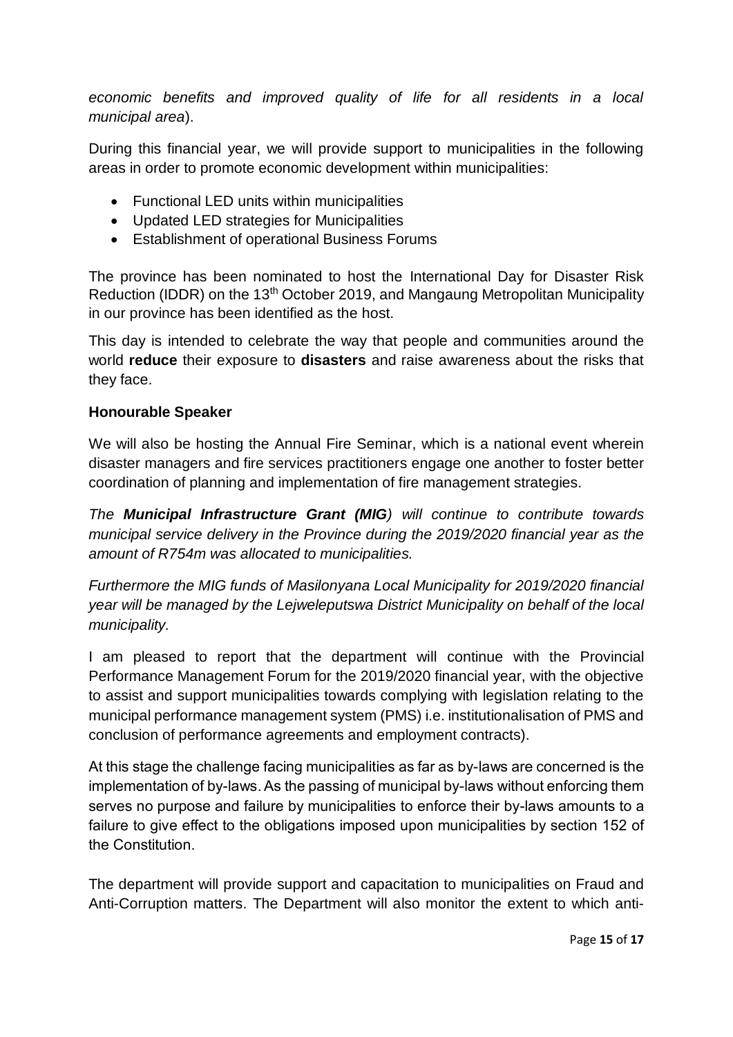*economic benefits and improved quality of life for all residents in a local municipal area*).

During this financial year, we will provide support to municipalities in the following areas in order to promote economic development within municipalities:

- Functional LED units within municipalities
- Updated LED strategies for Municipalities
- Establishment of operational Business Forums

The province has been nominated to host the International Day for Disaster Risk Reduction (IDDR) on the 13th October 2019, and Mangaung Metropolitan Municipality in our province has been identified as the host.

This day is intended to celebrate the way that people and communities around the world **reduce** their exposure to **disasters** and raise awareness about the risks that they face.

**Honourable Speaker**

We will also be hosting the Annual Fire Seminar, which is a national event wherein disaster managers and fire services practitioners engage one another to foster better coordination of planning and implementation of fire management strategies.

*The **Municipal Infrastructure Grant (MIG**) will continue to contribute towards municipal service delivery in the Province during the 2019/2020 financial year as the amount of R754m was allocated to municipalities.*

*Furthermore the MIG funds of Masilonyana Local Municipality for 2019/2020 financial year will be managed by the Lejweleputswa District Municipality on behalf of the local municipality.*

I am pleased to report that the department will continue with the Provincial Performance Management Forum for the 2019/2020 financial year, with the objective to assist and support municipalities towards complying with legislation relating to the municipal performance management system (PMS) i.e. institutionalisation of PMS and conclusion of performance agreements and employment contracts).

At this stage the challenge facing municipalities as far as by-laws are concerned is the implementation of by-laws. As the passing of municipal by-laws without enforcing them serves no purpose and failure by municipalities to enforce their by-laws amounts to a failure to give effect to the obligations imposed upon municipalities by section 152 of the Constitution.

The department will provide support and capacitation to municipalities on Fraud and Anti-Corruption matters. The Department will also monitor the extent to which anti-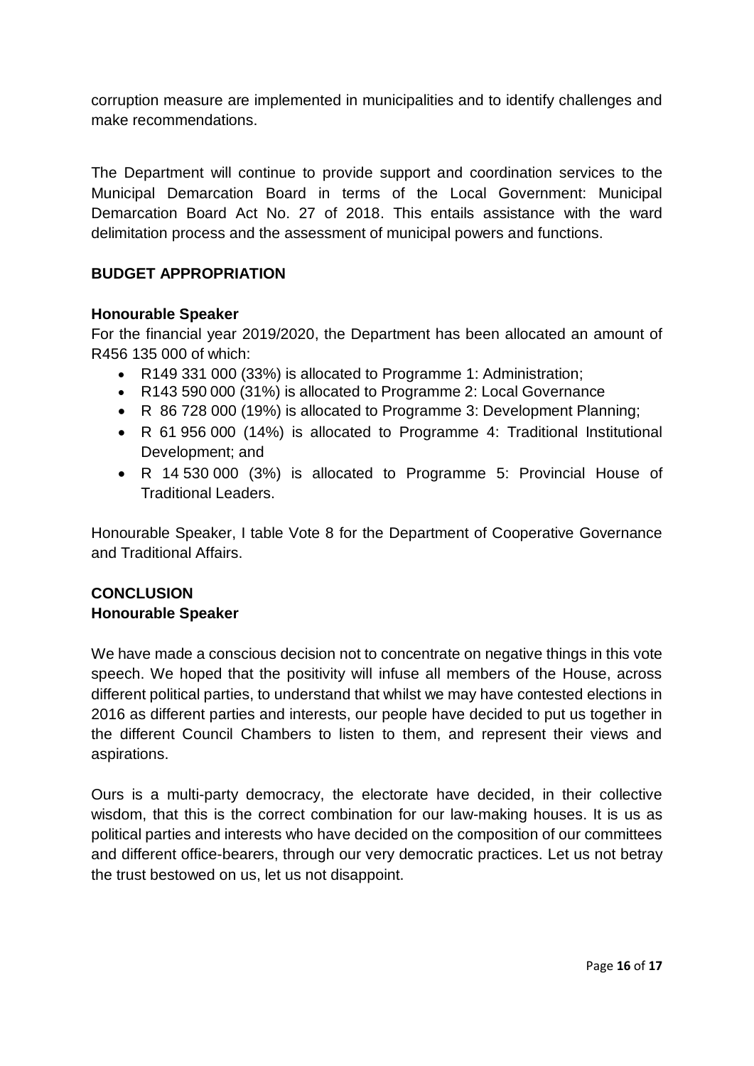corruption measure are implemented in municipalities and to identify challenges and make recommendations.

The Department will continue to provide support and coordination services to the Municipal Demarcation Board in terms of the Local Government: Municipal Demarcation Board Act No. 27 of 2018. This entails assistance with the ward delimitation process and the assessment of municipal powers and functions.

## BUDGET APPROPRIATION

**Honourable Speaker**

For the financial year 2019/2020, the Department has been allocated an amount of R456 135 000 of which:

- R149 331 000 (33%) is allocated to Programme 1: Administration;
- R143 590 000 (31%) is allocated to Programme 2: Local Governance
- R 86 728 000 (19%) is allocated to Programme 3: Development Planning;
- R 61 956 000 (14%) is allocated to Programme 4: Traditional Institutional Development; and
- R 14 530 000 (3%) is allocated to Programme 5: Provincial House of Traditional Leaders.

Honourable Speaker, I table Vote 8 for the Department of Cooperative Governance and Traditional Affairs.

## CONCLUSION

**Honourable Speaker**

We have made a conscious decision not to concentrate on negative things in this vote speech. We hoped that the positivity will infuse all members of the House, across different political parties, to understand that whilst we may have contested elections in 2016 as different parties and interests, our people have decided to put us together in the different Council Chambers to listen to them, and represent their views and aspirations.

Ours is a multi-party democracy, the electorate have decided, in their collective wisdom, that this is the correct combination for our law-making houses. It is us as political parties and interests who have decided on the composition of our committees and different office-bearers, through our very democratic practices. Let us not betray the trust bestowed on us, let us not disappoint.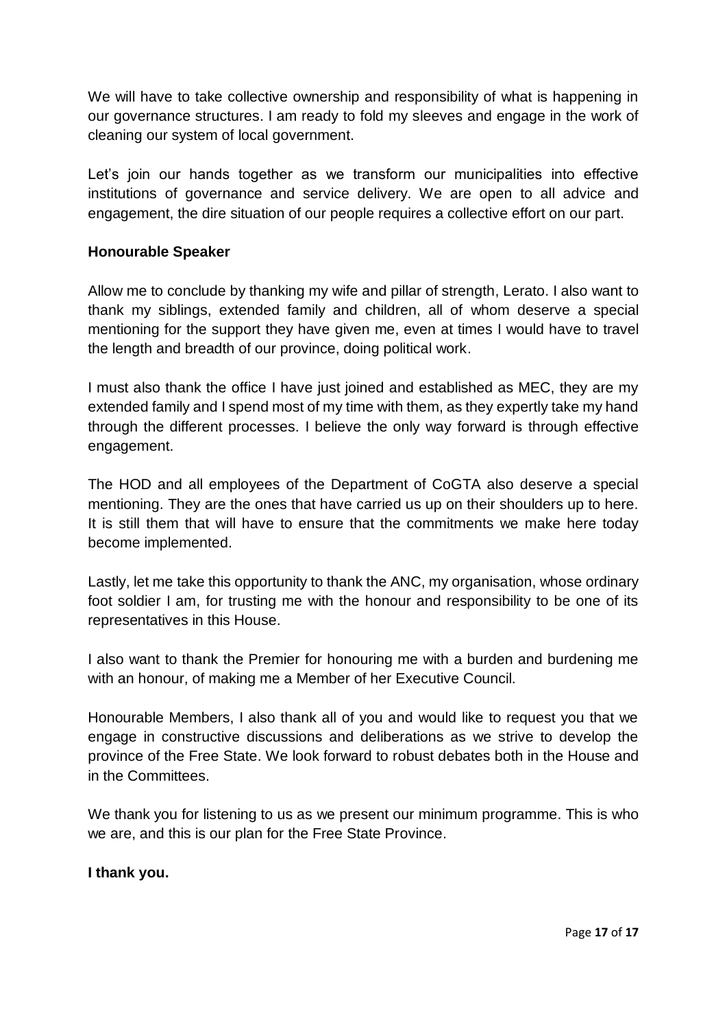We will have to take collective ownership and responsibility of what is happening in our governance structures. I am ready to fold my sleeves and engage in the work of cleaning our system of local government.

Let's join our hands together as we transform our municipalities into effective institutions of governance and service delivery. We are open to all advice and engagement, the dire situation of our people requires a collective effort on our part.

**Honourable Speaker**

Allow me to conclude by thanking my wife and pillar of strength, Lerato. I also want to thank my siblings, extended family and children, all of whom deserve a special mentioning for the support they have given me, even at times I would have to travel the length and breadth of our province, doing political work.

I must also thank the office I have just joined and established as MEC, they are my extended family and I spend most of my time with them, as they expertly take my hand through the different processes. I believe the only way forward is through effective engagement.

The HOD and all employees of the Department of CoGTA also deserve a special mentioning. They are the ones that have carried us up on their shoulders up to here. It is still them that will have to ensure that the commitments we make here today become implemented.

Lastly, let me take this opportunity to thank the ANC, my organisation, whose ordinary foot soldier I am, for trusting me with the honour and responsibility to be one of its representatives in this House.

I also want to thank the Premier for honouring me with a burden and burdening me with an honour, of making me a Member of her Executive Council.

Honourable Members, I also thank all of you and would like to request you that we engage in constructive discussions and deliberations as we strive to develop the province of the Free State. We look forward to robust debates both in the House and in the Committees.

We thank you for listening to us as we present our minimum programme. This is who we are, and this is our plan for the Free State Province.

**I thank you.**